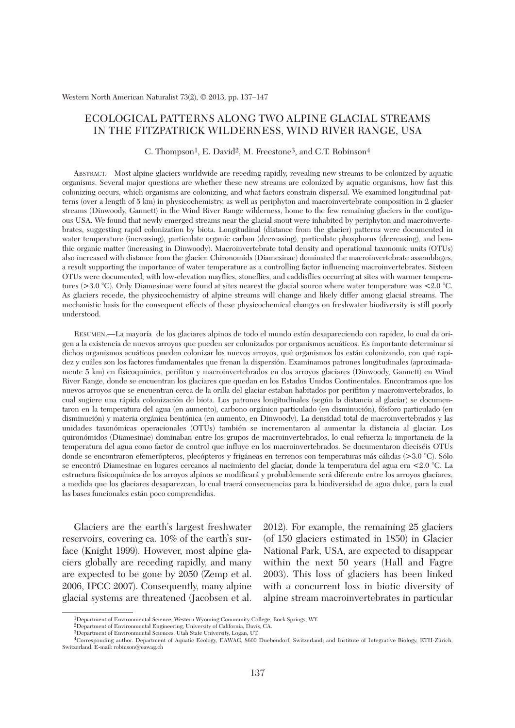# ECOLOGICAL PATTERNS ALONG TWO ALPINE GLACIAL STREAMS IN THE FITZPATRICK WILDERNESS, WIND RIVER RANGE, USA

C. Thompson[1], E. David[2], M. Freestone[3], and C.T. Robinson[4]

ABSTRACT.—Most alpine glaciers worldwide are receding rapidly, revealing new streams to be colonized by aquatic organisms. Several major questions are whether these new streams are colonized by aquatic organisms, how fast this colonizing occurs, which organisms are colonizing, and what factors constrain dispersal. We examined longitudinal patterns (over a length of 5 km) in physicochemistry, as well as periphyton and macroinvertebrate composition in 2 glacier streams (Dinwoody, Gannett) in the Wind River Range wilderness, home to the few remaining glaciers in the contiguous USA. We found that newly emerged streams near the glacial snout were inhabited by periphyton and macroinvertebrates, suggesting rapid colonization by biota. Longitudinal (distance from the glacier) patterns were documented in water temperature (increasing), particulate organic carbon (decreasing), particulate phosphorus (decreasing), and benthic organic matter (increasing in Dinwoody). Macroinvertebrate total density and operational taxonomic units (OTUs) also increased with distance from the glacier. Chironomids (Diamesinae) dominated the macroinvertebrate assemblages, a result supporting the importance of water temperature as a controlling factor influencing macroinvertebrates. Sixteen OTUs were documented, with low-elevation mayflies, stoneflies, and caddisflies occurring at sites with warmer temperatures (>3.0 °C). Only Diamesinae were found at sites nearest the glacial source where water temperature was <2.0 °C. As glaciers recede, the physicochemistry of alpine streams will change and likely differ among glacial streams. The mechanistic basis for the consequent effects of these physicochemical changes on freshwater biodiversity is still poorly understood.

RESUMEN.—La mayoría de los glaciares alpinos de todo el mundo están desapareciendo con rapidez, lo cual da origen a la existencia de nuevos arroyos que pueden ser colonizados por organismos acuáticos. Es importante determinar si dichos organismos acuáticos pueden colonizar los nuevos arroyos, qué organismos los están colonizando, con qué rapidez y cuáles son los factores fundamentales que frenan la dispersión. Examinamos patrones longitudinales (aproximadamente 5 km) en físicoquímica, perifiton y macroinvertebrados en dos arroyos glaciares (Dinwoody, Gannett) en Wind River Range, donde se encuentran los glaciares que quedan en los Estados Unidos Continentales. Encontramos que los nuevos arroyos que se encuentran cerca de la orilla del glaciar estaban habitados por perifiton y macroinvertebrados, lo cual sugiere una rápida colonización de biota. Los patrones longitudinales (según la distancia al glaciar) se documentaron en la temperatura del agua (en aumento), carbono orgánico particulado (en disminución), fósforo particulado (en disminución) y materia orgánica bentónica (en aumento, en Dinwoody). La densidad total de macroinvertebrados y las unidades taxonómicas operacionales (OTUs) también se incrementaron al aumentar la distancia al glaciar. Los quironómidos (Diamesinae) dominaban entre los grupos de macroinvertebrados, lo cual refuerza la importancia de la temperatura del agua como factor de control que influye en los macroinvertebrados. Se documentaron dieciséis OTUs donde se encontraron efemerópteros, plecópteros y frigáneas en terrenos con temperaturas más cálidas (>3.0 °C). Sólo se encontró Diamesinae en lugares cercanos al nacimiento del glaciar, donde la temperatura del agua era <2.0 °C. La estructura físicoquímica de los arroyos alpinos se modificará y probablemente será diferente entre los arroyos glaciares, a medida que los glaciares desaparezcan, lo cual traerá consecuencias para la biodiversidad de agua dulce, para la cual las bases funcionales están poco comprendidas.

Glaciers are the earth's largest freshwater reservoirs, covering ca. 10% of the earth's surface (Knight 1999). However, most alpine glaciers globally are receding rapidly, and many are expected to be gone by 2050 (Zemp et al. 2006, IPCC 2007). Consequently, many alpine glacial systems are threatened (Jacobsen et al. 2012). For example, the remaining 25 glaciers (of 150 glaciers estimated in 1850) in Glacier National Park, USA, are expected to disappear within the next 50 years (Hall and Fagre 2003). This loss of glaciers has been linked with a concurrent loss in biotic diversity of alpine stream macroinvertebrates in particular

[1]Department of Environmental Science, Western Wyoming Community College, Rock Springs, WY.
[2]Department of Environmental Engineering, University of California, Davis, CA.
[3]Department of Environmental Sciences, Utah State University, Logan, UT.
[4]Corresponding author. Department of Aquatic Ecology, EAWAG, 8600 Duebendorf, Switzerland; and Institute of Integrative Biology, ETH-Zürich, Switzerland. E-mail: robinson@eawag.ch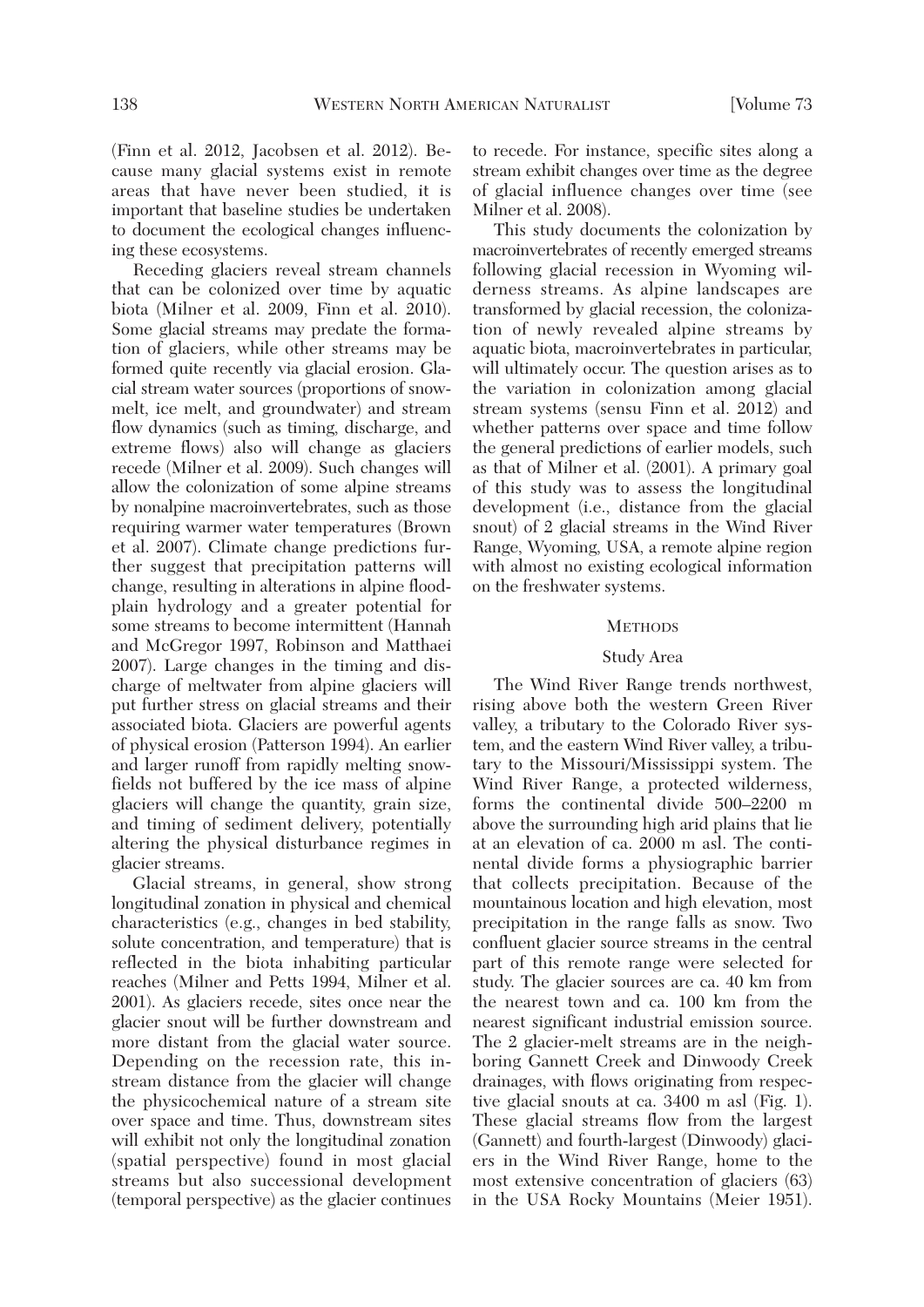(Finn et al. 2012, Jacobsen et al. 2012). Because many glacial systems exist in remote areas that have never been studied, it is important that baseline studies be undertaken to document the ecological changes influencing these ecosystems.

Receding glaciers reveal stream channels that can be colonized over time by aquatic biota (Milner et al. 2009, Finn et al. 2010). Some glacial streams may predate the formation of glaciers, while other streams may be formed quite recently via glacial erosion. Glacial stream water sources (proportions of snowmelt, ice melt, and groundwater) and stream flow dynamics (such as timing, discharge, and extreme flows) also will change as glaciers recede (Milner et al. 2009). Such changes will allow the colonization of some alpine streams by nonalpine macroinvertebrates, such as those requiring warmer water temperatures (Brown et al. 2007). Climate change predictions further suggest that precipitation patterns will change, resulting in alterations in alpine floodplain hydrology and a greater potential for some streams to become intermittent (Hannah and McGregor 1997, Robinson and Matthaei 2007). Large changes in the timing and discharge of meltwater from alpine glaciers will put further stress on glacial streams and their associated biota. Glaciers are powerful agents of physical erosion (Patterson 1994). An earlier and larger runoff from rapidly melting snowfields not buffered by the ice mass of alpine glaciers will change the quantity, grain size, and timing of sediment delivery, potentially altering the physical disturbance regimes in glacier streams.

Glacial streams, in general, show strong longitudinal zonation in physical and chemical characteristics (e.g., changes in bed stability, solute concentration, and temperature) that is reflected in the biota inhabiting particular reaches (Milner and Petts 1994, Milner et al. 2001). As glaciers recede, sites once near the glacier snout will be further downstream and more distant from the glacial water source. Depending on the recession rate, this instream distance from the glacier will change the physicochemical nature of a stream site over space and time. Thus, downstream sites will exhibit not only the longitudinal zonation (spatial perspective) found in most glacial streams but also successional development (temporal perspective) as the glacier continues to recede. For instance, specific sites along a stream exhibit changes over time as the degree of glacial influence changes over time (see Milner et al. 2008).

This study documents the colonization by macroinvertebrates of recently emerged streams following glacial recession in Wyoming wilderness streams. As alpine landscapes are transformed by glacial recession, the colonization of newly revealed alpine streams by aquatic biota, macroinvertebrates in particular, will ultimately occur. The question arises as to the variation in colonization among glacial stream systems (sensu Finn et al. 2012) and whether patterns over space and time follow the general predictions of earlier models, such as that of Milner et al. (2001). A primary goal of this study was to assess the longitudinal development (i.e., distance from the glacial snout) of 2 glacial streams in the Wind River Range, Wyoming, USA, a remote alpine region with almost no existing ecological information on the freshwater systems.

## Methods

### Study Area

The Wind River Range trends northwest, rising above both the western Green River valley, a tributary to the Colorado River system, and the eastern Wind River valley, a tributary to the Missouri/Mississippi system. The Wind River Range, a protected wilderness, forms the continental divide 500–2200 m above the surrounding high arid plains that lie at an elevation of ca. 2000 m asl. The continental divide forms a physiographic barrier that collects precipitation. Because of the mountainous location and high elevation, most precipitation in the range falls as snow. Two confluent glacier source streams in the central part of this remote range were selected for study. The glacier sources are ca. 40 km from the nearest town and ca. 100 km from the nearest significant industrial emission source. The 2 glacier-melt streams are in the neighboring Gannett Creek and Dinwoody Creek drainages, with flows originating from respective glacial snouts at ca. 3400 m asl (Fig. 1). These glacial streams flow from the largest (Gannett) and fourth-largest (Dinwoody) glaciers in the Wind River Range, home to the most extensive concentration of glaciers (63) in the USA Rocky Mountains (Meier 1951).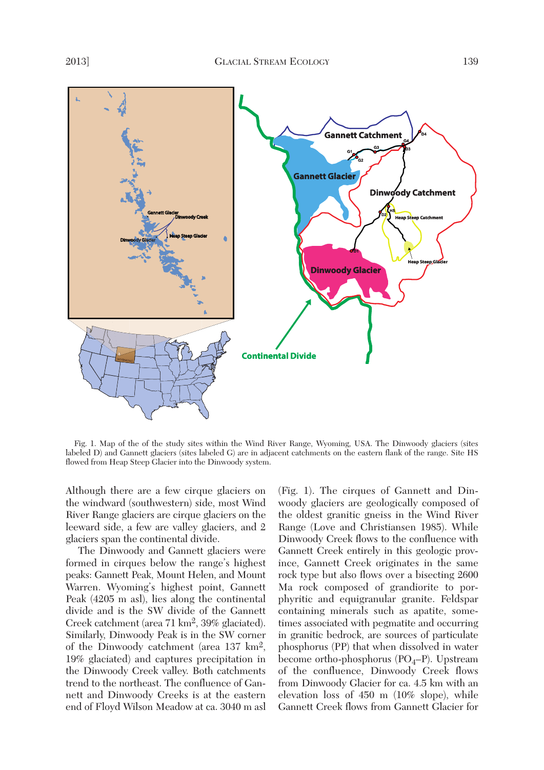Fig. 1. Map of the of the study sites within the Wind River Range, Wyoming, USA. The Dinwoody glaciers (sites labeled D) and Gannett glaciers (sites labeled G) are in adjacent catchments on the eastern flank of the range. Site HS flowed from Heap Steep Glacier into the Dinwoody system.

Although there are a few cirque glaciers on the windward (southwestern) side, most Wind River Range glaciers are cirque glaciers on the leeward side, a few are valley glaciers, and 2 glaciers span the continental divide.

The Dinwoody and Gannett glaciers were formed in cirques below the range's highest peaks: Gannett Peak, Mount Helen, and Mount Warren. Wyoming's highest point, Gannett Peak (4205 m asl), lies along the continental divide and is the SW divide of the Gannett Creek catchment (area 71 $km^2$, 39% glaciated). Similarly, Dinwoody Peak is in the SW corner of the Dinwoody catchment (area 137 $km^2$, 19% glaciated) and captures precipitation in the Dinwoody Creek valley. Both catchments trend to the northeast. The confluence of Gannett and Dinwoody Creeks is at the eastern end of Floyd Wilson Meadow at ca. 3040 m asl (Fig. 1). The cirques of Gannett and Dinwoody glaciers are geologically composed of the oldest granitic gneiss in the Wind River Range (Love and Christiansen 1985). While Dinwoody Creek flows to the confluence with Gannett Creek entirely in this geologic province, Gannett Creek originates in the same rock type but also flows over a bisecting 2600 Ma rock composed of grandiorite to porphyritic and equigranular granite. Feldspar containing minerals such as apatite, sometimes associated with pegmatite and occurring in granitic bedrock, are sources of particulate phosphorus (PP) that when dissolved in water become ortho-phosphorus ($PO_4$–P). Upstream of the confluence, Dinwoody Creek flows from Dinwoody Glacier for ca. 4.5 km with an elevation loss of 450 m (10% slope), while Gannett Creek flows from Gannett Glacier for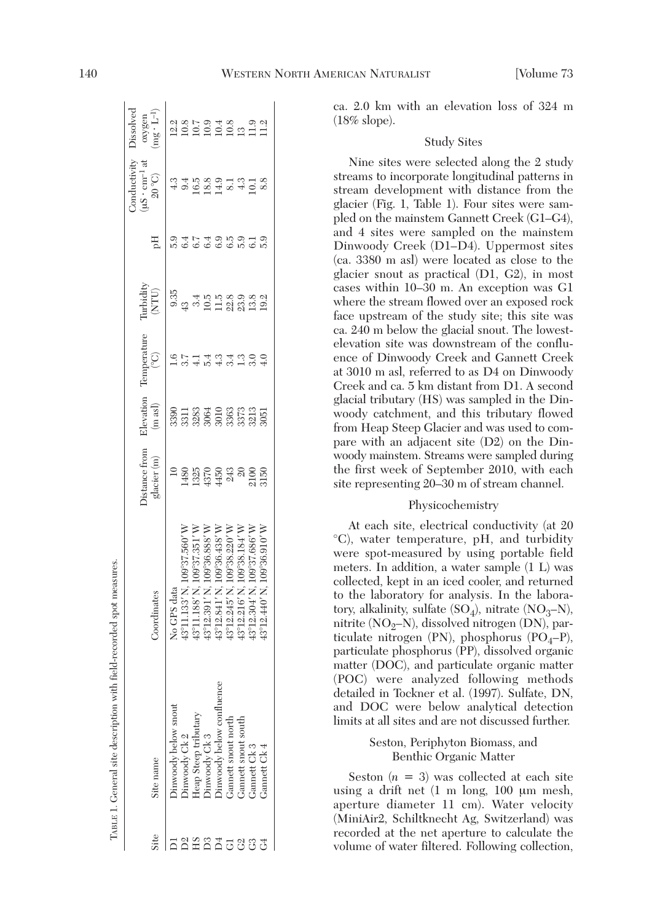TABLE 1. General site description with field-recorded spot measures.

| Site | Site name | Coordinates | Distance from glacier (m) | Elevation (m asl) | Temperature (°C) | Turbidity (NTU) | pH | Conductivity ($\mu S \cdot cm^{-1}$ at 20 °C) | Dissolved oxygen ($mg \cdot L^{-1}$) |
|---|---|---|---|---|---|---|---|---|---|
| D1 | Dinwoody below snout | No GPS data | 10 | 3390 | 1.6 | 9.35 | 5.9 | 4.3 | 12.2 |
| D2 | Dinwoody Ck 2 | 43°11.133′ N, 109°37.560′ W | 1480 | 3311 | 3.7 | 43 | 6.4 | 9.4 | 10.8 |
| HS | Heap Steep tributary | 43°11.188′ N, 109°37.351′ W | 1325 | 3283 | 4.1 | 3.4 | 6.7 | 16.5 | 10.7 |
| D3 | Dinwoody Ck 3 | 43°12.391′ N, 109°36.888′ W | 4370 | 3064 | 5.4 | 10.5 | 6.4 | 18.8 | 10.9 |
| D4 | Dinwoody below confluence | 43°12.841′ N, 109°36.438′ W | 4450 | 3010 | 4.3 | 11.5 | 6.9 | 14.9 | 10.4 |
| G1 | Gannett snout north | 43°12.245′ N, 109°38.220′ W | 243 | 3363 | 3.4 | 22.8 | 6.5 | 8.1 | 10.8 |
| G2 | Gannett snout south | 43°12.216′ N, 109°38.184′ W | 20 | 3373 | 1.3 | 23.9 | 5.9 | 4.3 | 13 |
| G3 | Gannett Ck 3 | 43°12.304′ N, 109°37.686′ W | 2100 | 3213 | 3.0 | 13.8 | 6.1 | 10.1 | 11.9 |
| G4 | Gannett Ck 4 | 43°12.440′ N, 109°36.910′ W | 3150 | 3051 | 4.0 | 19.2 | 5.9 | 8.8 | 11.2 |

ca. 2.0 km with an elevation loss of 324 m (18% slope).

## Study Sites

Nine sites were selected along the 2 study streams to incorporate longitudinal patterns in stream development with distance from the glacier (Fig. 1, Table 1). Four sites were sampled on the mainstem Gannett Creek (G1–G4), and 4 sites were sampled on the mainstem Dinwoody Creek (D1–D4). Uppermost sites (ca. 3380 m asl) were located as close to the glacier snout as practical (D1, G2), in most cases within 10–30 m. An exception was G1 where the stream flowed over an exposed rock face upstream of the study site; this site was ca. 240 m below the glacial snout. The lowest-elevation site was downstream of the confluence of Dinwoody Creek and Gannett Creek at 3010 m asl, referred to as D4 on Dinwoody Creek and ca. 5 km distant from D1. A second glacial tributary (HS) was sampled in the Dinwoody catchment, and this tributary flowed from Heap Steep Glacier and was used to compare with an adjacent site (D2) on the Dinwoody mainstem. Streams were sampled during the first week of September 2010, with each site representing 20–30 m of stream channel.

## Physicochemistry

At each site, electrical conductivity (at 20 °C), water temperature, pH, and turbidity were spot-measured by using portable field meters. In addition, a water sample (1 L) was collected, kept in an iced cooler, and returned to the laboratory for analysis. In the laboratory, alkalinity, sulfate ($SO_4$), nitrate ($NO_3$–N), nitrite ($NO_2$–N), dissolved nitrogen (DN), particulate nitrogen (PN), phosphorus ($PO_4$–P), particulate phosphorus (PP), dissolved organic matter (DOC), and particulate organic matter (POC) were analyzed following methods detailed in Tockner et al. (1997). Sulfate, DN, and DOC were below analytical detection limits at all sites and are not discussed further.

## Seston, Periphyton Biomass, and Benthic Organic Matter

Seston ($n = 3$) was collected at each site using a drift net (1 m long, 100 µm mesh, aperture diameter 11 cm). Water velocity (MiniAir2, Schiltknecht Ag, Switzerland) was recorded at the net aperture to calculate the volume of water filtered. Following collection,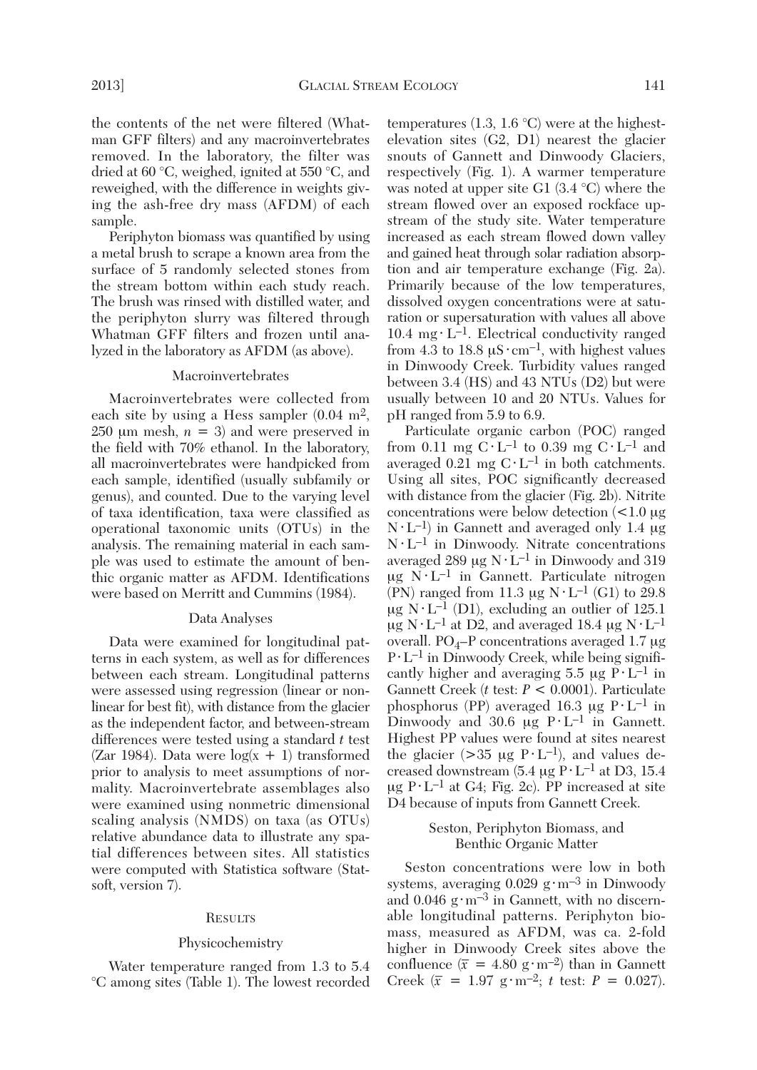the contents of the net were filtered (Whatman GFF filters) and any macroinvertebrates removed. In the laboratory, the filter was dried at 60 °C, weighed, ignited at 550 °C, and reweighed, with the difference in weights giving the ash-free dry mass (AFDM) of each sample.

Periphyton biomass was quantified by using a metal brush to scrape a known area from the surface of 5 randomly selected stones from the stream bottom within each study reach. The brush was rinsed with distilled water, and the periphyton slurry was filtered through Whatman GFF filters and frozen until analyzed in the laboratory as AFDM (as above).

### Macroinvertebrates

Macroinvertebrates were collected from each site by using a Hess sampler (0.04 $m^2$, 250 µm mesh, $n = 3$) and were preserved in the field with 70% ethanol. In the laboratory, all macroinvertebrates were handpicked from each sample, identified (usually subfamily or genus), and counted. Due to the varying level of taxa identification, taxa were classified as operational taxonomic units (OTUs) in the analysis. The remaining material in each sample was used to estimate the amount of benthic organic matter as AFDM. Identifications were based on Merritt and Cummins (1984).

### Data Analyses

Data were examined for longitudinal patterns in each system, as well as for differences between each stream. Longitudinal patterns were assessed using regression (linear or nonlinear for best fit), with distance from the glacier as the independent factor, and between-stream differences were tested using a standard *t* test (Zar 1984). Data were $\log(x + 1)$ transformed prior to analysis to meet assumptions of normality. Macroinvertebrate assemblages also were examined using nonmetric dimensional scaling analysis (NMDS) on taxa (as OTUs) relative abundance data to illustrate any spatial differences between sites. All statistics were computed with Statistica software (Statsoft, version 7).

## Results

### Physicochemistry

Water temperature ranged from 1.3 to 5.4 °C among sites (Table 1). The lowest recorded temperatures (1.3, 1.6 °C) were at the highest-elevation sites (G2, D1) nearest the glacier snouts of Gannett and Dinwoody Glaciers, respectively (Fig. 1). A warmer temperature was noted at upper site G1 (3.4 °C) where the stream flowed over an exposed rockface upstream of the study site. Water temperature increased as each stream flowed down valley and gained heat through solar radiation absorption and air temperature exchange (Fig. 2a). Primarily because of the low temperatures, dissolved oxygen concentrations were at saturation or supersaturation with values all above 10.4 $mg \cdot L^{-1}$. Electrical conductivity ranged from 4.3 to 18.8 $\mu S \cdot cm^{-1}$, with highest values in Dinwoody Creek. Turbidity values ranged between 3.4 (HS) and 43 NTUs (D2) but were usually between 10 and 20 NTUs. Values for pH ranged from 5.9 to 6.9.

Particulate organic carbon (POC) ranged from 0.11 $mg\ C \cdot L^{-1}$ to 0.39 $mg\ C \cdot L^{-1}$ and averaged 0.21 $mg\ C \cdot L^{-1}$ in both catchments. Using all sites, POC significantly decreased with distance from the glacier (Fig. 2b). Nitrite concentrations were below detection (<1.0 $\mu g\ N \cdot L^{-1}$) in Gannett and averaged only 1.4 $\mu g\ N \cdot L^{-1}$ in Dinwoody. Nitrate concentrations averaged 289 $\mu g\ N \cdot L^{-1}$ in Dinwoody and 319 $\mu g\ N \cdot L^{-1}$ in Gannett. Particulate nitrogen (PN) ranged from 11.3 $\mu g\ N \cdot L^{-1}$ (G1) to 29.8 $\mu g\ N \cdot L^{-1}$ (D1), excluding an outlier of 125.1 $\mu g\ N \cdot L^{-1}$ at D2, and averaged 18.4 $\mu g\ N \cdot L^{-1}$ overall. $PO_4$–P concentrations averaged 1.7 $\mu g\ P \cdot L^{-1}$ in Dinwoody Creek, while being significantly higher and averaging 5.5 $\mu g\ P \cdot L^{-1}$ in Gannett Creek (*t* test: $P < 0.0001$). Particulate phosphorus (PP) averaged 16.3 $\mu g\ P \cdot L^{-1}$ in Dinwoody and 30.6 $\mu g\ P \cdot L^{-1}$ in Gannett. Highest PP values were found at sites nearest the glacier (>35 $\mu g\ P \cdot L^{-1}$), and values decreased downstream (5.4 $\mu g\ P \cdot L^{-1}$ at D3, 15.4 $\mu g\ P \cdot L^{-1}$ at G4; Fig. 2c). PP increased at site D4 because of inputs from Gannett Creek.

### Seston, Periphyton Biomass, and Benthic Organic Matter

Seston concentrations were low in both systems, averaging 0.029 $g \cdot m^{-3}$ in Dinwoody and 0.046 $g \cdot m^{-3}$ in Gannett, with no discernable longitudinal patterns. Periphyton biomass, measured as AFDM, was ca. 2-fold higher in Dinwoody Creek sites above the confluence ($\bar{x} = 4.80\ g \cdot m^{-2}$) than in Gannett Creek ($\bar{x} = 1.97\ g \cdot m^{-2}$; *t* test: $P = 0.027$).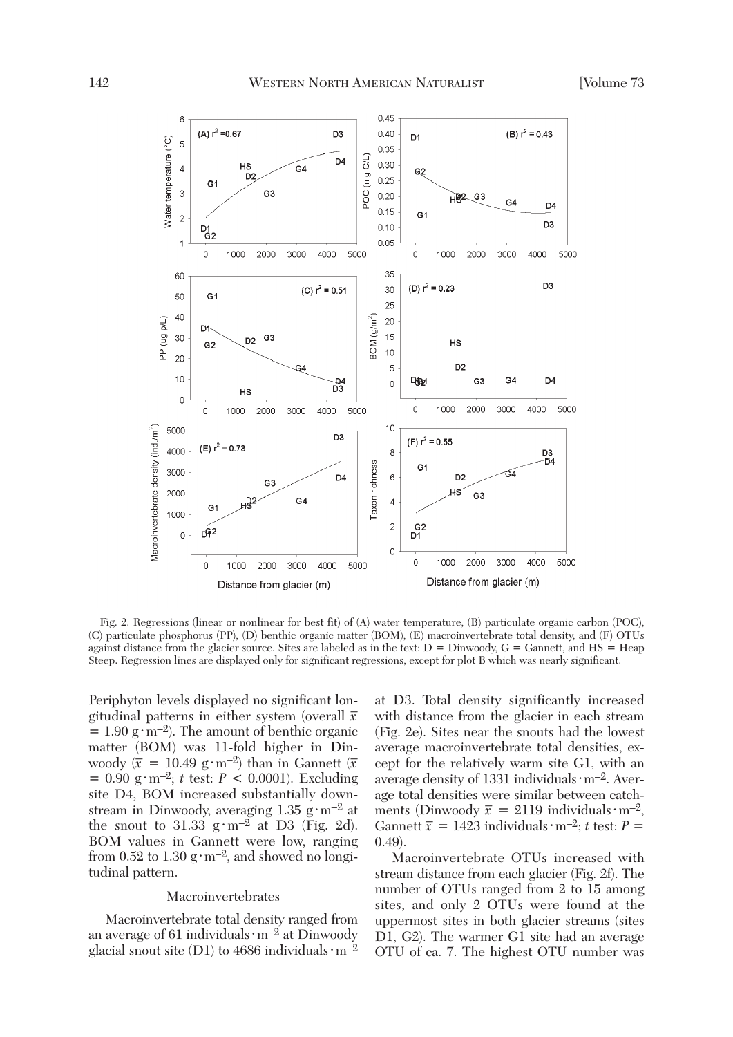Fig. 2. Regressions (linear or nonlinear for best fit) of (A) water temperature, (B) particulate organic carbon (POC), (C) particulate phosphorus (PP), (D) benthic organic matter (BOM), (E) macroinvertebrate total density, and (F) OTUs against distance from the glacier source. Sites are labeled as in the text: D = Dinwoody, G = Gannett, and HS = Heap Steep. Regression lines are displayed only for significant regressions, except for plot B which was nearly significant.

Periphyton levels displayed no significant longitudinal patterns in either system (overall $\bar{x} = 1.90$ g·m$^{-2}$). The amount of benthic organic matter (BOM) was 11-fold higher in Dinwoody ($\bar{x} = 10.49$ g·m$^{-2}$) than in Gannett ($\bar{x} = 0.90$ g·m$^{-2}$; *t* test: $P < 0.0001$). Excluding site D4, BOM increased substantially downstream in Dinwoody, averaging 1.35 g·m$^{-2}$ at the snout to 31.33 g·m$^{-2}$ at D3 (Fig. 2d). BOM values in Gannett were low, ranging from 0.52 to 1.30 g·m$^{-2}$, and showed no longitudinal pattern.

### Macroinvertebrates

Macroinvertebrate total density ranged from an average of 61 individuals·m$^{-2}$ at Dinwoody glacial snout site (D1) to 4686 individuals·m$^{-2}$ at D3. Total density significantly increased with distance from the glacier in each stream (Fig. 2e). Sites near the snouts had the lowest average macroinvertebrate total densities, except for the relatively warm site G1, with an average density of 1331 individuals·m$^{-2}$. Average total densities were similar between catchments (Dinwoody $\bar{x} = 2119$ individuals·m$^{-2}$, Gannett $\bar{x} = 1423$ individuals·m$^{-2}$; *t* test: $P = 0.49$).

Macroinvertebrate OTUs increased with stream distance from each glacier (Fig. 2f). The number of OTUs ranged from 2 to 15 among sites, and only 2 OTUs were found at the uppermost sites in both glacier streams (sites D1, G2). The warmer G1 site had an average OTU of ca. 7. The highest OTU number was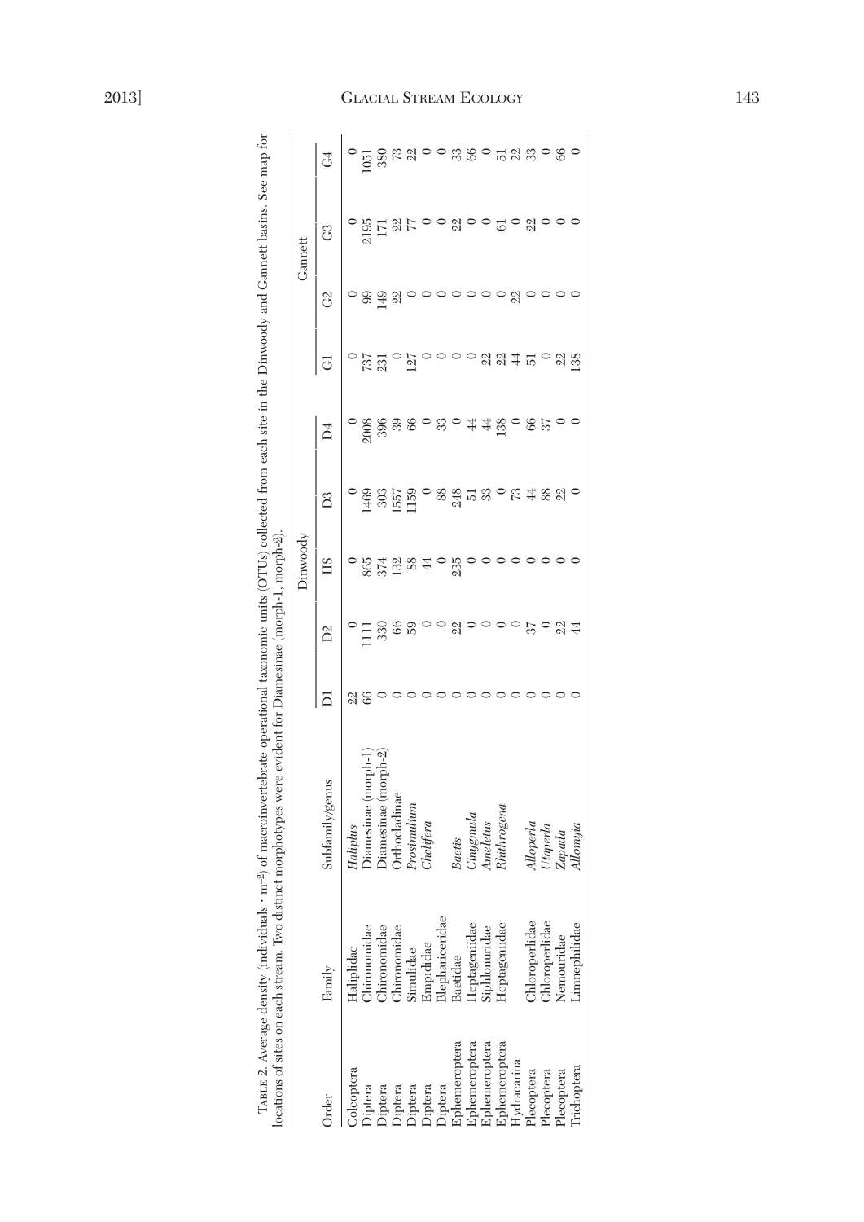TABLE 2. Average density (individuals · m⁻²) of macroinvertebrate operational taxonomic units (OTUs) collected from each site in the Dinwoody and Gannett basins. See map for locations of sites on each stream. Two distinct morphotypes were evident for Diamesinae (morph-1, morph-2).

| Order | Family | Subfamily/genus | Dinwoody | | | | | Gannett | | | |
|---|---|---|---|---|---|---|---|---|---|---|---|
| | | | D1 | D2 | HS | D3 | D4 | G1 | G2 | G3 | G4 |
| Coleoptera | Haliplidae | *Haliplus* | 22 | 0 | 0 | 0 | 0 | 0 | 0 | 0 | 0 |
| Diptera | Chironomidae | Diamesinae (morph-1) | 66 | 1111 | 865 | 1469 | 2008 | 737 | 99 | 2195 | 1051 |
| Diptera | Chironomidae | Diamesinae (morph-2) | 0 | 330 | 374 | 303 | 396 | 231 | 149 | 171 | 380 |
| Diptera | Chironomidae | Orthocladinae | 0 | 66 | 132 | 1557 | 39 | 0 | 22 | 22 | 73 |
| Diptera | Simuliidae | *Prosimulium* | 0 | 59 | 88 | 1159 | 66 | 127 | 0 | 77 | 22 |
| Diptera | Empididae | *Chelifera* | 0 | 0 | 44 | 0 | 0 | 0 | 0 | 0 | 0 |
| Diptera | Blephariceridae | | 0 | 0 | 0 | 88 | 33 | 0 | 0 | 0 | 0 |
| Ephemeroptera | Baetidae | *Baetis* | 0 | 22 | 235 | 248 | 0 | 0 | 0 | 22 | 33 |
| Ephemeroptera | Heptageniidae | *Cinygmula* | 0 | 0 | 0 | 51 | 44 | 0 | 0 | 0 | 66 |
| Ephemeroptera | Siphlonuridae | *Ameletus* | 0 | 0 | 0 | 33 | 44 | 22 | 0 | 0 | 0 |
| Ephemeroptera | Heptageniidae | *Rhithrogena* | 0 | 0 | 0 | 0 | 138 | 22 | 0 | 61 | 51 |
| Hydracarina | | | 0 | 0 | 0 | 73 | 0 | 44 | 22 | 0 | 22 |
| Plecoptera | Chloroperlidae | *Alloperla* | 0 | 37 | 0 | 44 | 66 | 51 | 0 | 22 | 33 |
| Plecoptera | Chloroperlidae | *Utaperla* | 0 | 0 | 0 | 88 | 37 | 0 | 0 | 0 | 0 |
| Plecoptera | Nemouridae | *Zapada* | 0 | 22 | 0 | 22 | 0 | 22 | 0 | 0 | 66 |
| Trichoptera | Limnephilidae | *Allomyia* | 0 | 44 | 0 | 0 | 0 | 138 | 0 | 0 | 0 |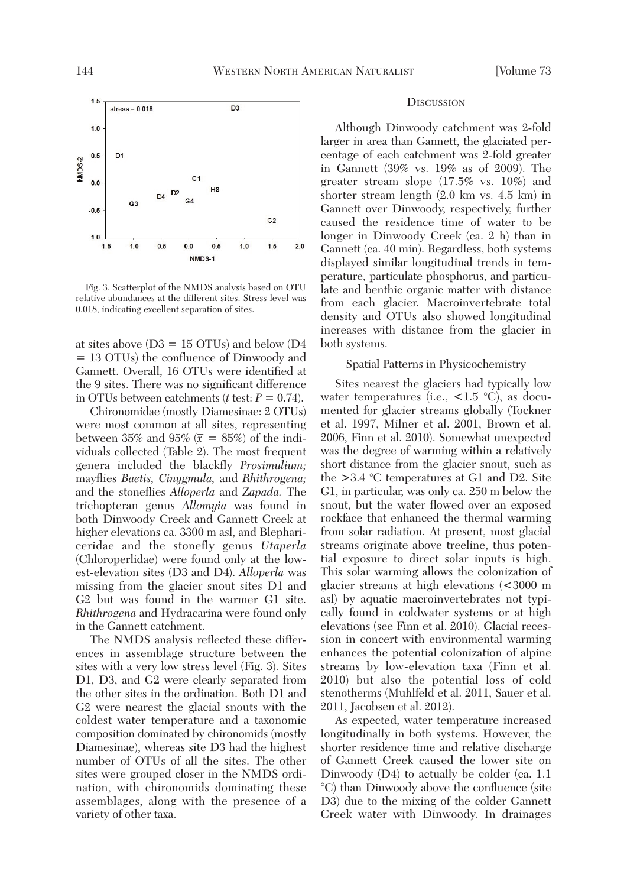Fig. 3. Scatterplot of the NMDS analysis based on OTU relative abundances at the different sites. Stress level was 0.018, indicating excellent separation of sites.

at sites above (D3 = 15 OTUs) and below (D4 = 13 OTUs) the confluence of Dinwoody and Gannett. Overall, 16 OTUs were identified at the 9 sites. There was no significant difference in OTUs between catchments (*t* test: $P = 0.74$).

Chironomidae (mostly Diamesinae: 2 OTUs) were most common at all sites, representing between 35% and 95% ($\bar{x}$ = 85%) of the individuals collected (Table 2). The most frequent genera included the blackfly *Prosimulium;* mayflies *Baetis*, *Cinygmula*, and *Rhithrogena;* and the stoneflies *Alloperla* and *Zapada.* The trichopteran genus *Allomyia* was found in both Dinwoody Creek and Gannett Creek at higher elevations ca. 3300 m asl, and Blephariceridae and the stonefly genus *Utaperla* (Chloroperlidae) were found only at the lowest-elevation sites (D3 and D4). *Alloperla* was missing from the glacier snout sites D1 and G2 but was found in the warmer G1 site. *Rhithrogena* and Hydracarina were found only in the Gannett catchment.

The NMDS analysis reflected these differences in assemblage structure between the sites with a very low stress level (Fig. 3). Sites D1, D3, and G2 were clearly separated from the other sites in the ordination. Both D1 and G2 were nearest the glacial snouts with the coldest water temperature and a taxonomic composition dominated by chironomids (mostly Diamesinae), whereas site D3 had the highest number of OTUs of all the sites. The other sites were grouped closer in the NMDS ordination, with chironomids dominating these assemblages, along with the presence of a variety of other taxa.

## Discussion

Although Dinwoody catchment was 2-fold larger in area than Gannett, the glaciated percentage of each catchment was 2-fold greater in Gannett (39% vs. 19% as of 2009). The greater stream slope (17.5% vs. 10%) and shorter stream length (2.0 km vs. 4.5 km) in Gannett over Dinwoody, respectively, further caused the residence time of water to be longer in Dinwoody Creek (ca. 2 h) than in Gannett (ca. 40 min). Regardless, both systems displayed similar longitudinal trends in temperature, particulate phosphorus, and particulate and benthic organic matter with distance from each glacier. Macroinvertebrate total density and OTUs also showed longitudinal increases with distance from the glacier in both systems.

### Spatial Patterns in Physicochemistry

Sites nearest the glaciers had typically low water temperatures (i.e., <1.5 °C), as documented for glacier streams globally (Tockner et al. 1997, Milner et al. 2001, Brown et al. 2006, Finn et al. 2010). Somewhat unexpected was the degree of warming within a relatively short distance from the glacier snout, such as the >3.4 °C temperatures at G1 and D2. Site G1, in particular, was only ca. 250 m below the snout, but the water flowed over an exposed rockface that enhanced the thermal warming from solar radiation. At present, most glacial streams originate above treeline, thus potential exposure to direct solar inputs is high. This solar warming allows the colonization of glacier streams at high elevations (<3000 m asl) by aquatic macroinvertebrates not typically found in coldwater systems or at high elevations (see Finn et al. 2010). Glacial recession in concert with environmental warming enhances the potential colonization of alpine streams by low-elevation taxa (Finn et al. 2010) but also the potential loss of cold stenotherms (Muhlfeld et al. 2011, Sauer et al. 2011, Jacobsen et al. 2012).

As expected, water temperature increased longitudinally in both systems. However, the shorter residence time and relative discharge of Gannett Creek caused the lower site on Dinwoody (D4) to actually be colder (ca. 1.1 °C) than Dinwoody above the confluence (site D3) due to the mixing of the colder Gannett Creek water with Dinwoody. In drainages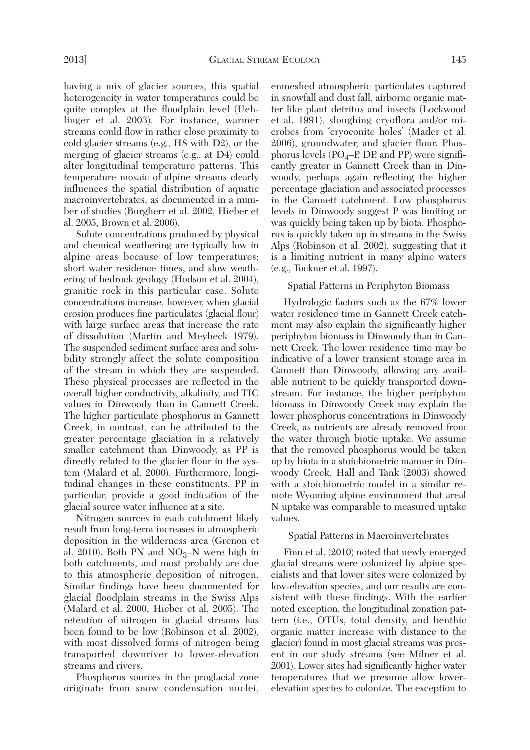having a mix of glacier sources, this spatial heterogeneity in water temperatures could be quite complex at the floodplain level (Uehlinger et al. 2003). For instance, warmer streams could flow in rather close proximity to cold glacier streams (e.g., HS with D2), or the merging of glacier streams (e.g., at D4) could alter longitudinal temperature patterns. This temperature mosaic of alpine streams clearly influences the spatial distribution of aquatic macroinvertebrates, as documented in a number of studies (Burgherr et al. 2002, Hieber et al. 2005, Brown et al. 2006).

Solute concentrations produced by physical and chemical weathering are typically low in alpine areas because of low temperatures; short water residence times; and slow weathering of bedrock geology (Hodson et al. 2004), granitic rock in this particular case. Solute concentrations increase, however, when glacial erosion produces fine particulates (glacial flour) with large surface areas that increase the rate of dissolution (Martin and Meybeck 1979). The suspended sediment surface area and solubility strongly affect the solute composition of the stream in which they are suspended. These physical processes are reflected in the overall higher conductivity, alkalinity, and TIC values in Dinwoody than in Gannett Creek. The higher particulate phosphorus in Gannett Creek, in contrast, can be attributed to the greater percentage glaciation in a relatively smaller catchment than Dinwoody, as PP is directly related to the glacier flour in the system (Malard et al. 2000). Furthermore, longitudinal changes in these constituents, PP in particular, provide a good indication of the glacial source water influence at a site.

Nitrogen sources in each catchment likely result from long-term increases in atmospheric deposition in the wilderness area (Grenon et al. 2010). Both PN and $NO_3$–N were high in both catchments, and most probably are due to this atmospheric deposition of nitrogen. Similar findings have been documented for glacial floodplain streams in the Swiss Alps (Malard et al. 2000, Hieber et al. 2005). The retention of nitrogen in glacial streams has been found to be low (Robinson et al. 2002), with most dissolved forms of nitrogen being transported downriver to lower-elevation streams and rivers.

Phosphorus sources in the proglacial zone originate from snow condensation nuclei, enmeshed atmospheric particulates captured in snowfall and dust fall, airborne organic matter like plant detritus and insects (Lockwood et al. 1991), sloughing cryoflora and/or microbes from 'cryoconite holes' (Mader et al. 2006), groundwater, and glacier flour. Phosphorus levels ($PO_4$–P, DP, and PP) were significantly greater in Gannett Creek than in Dinwoody, perhaps again reflecting the higher percentage glaciation and associated processes in the Gannett catchment. Low phosphorus levels in Dinwoody suggest P was limiting or was quickly being taken up by biota. Phosphorus is quickly taken up in streams in the Swiss Alps (Robinson et al. 2002), suggesting that it is a limiting nutrient in many alpine waters (e.g., Tockner et al. 1997).

### Spatial Patterns in Periphyton Biomass

Hydrologic factors such as the 67% lower water residence time in Gannett Creek catchment may also explain the significantly higher periphyton biomass in Dinwoody than in Gannett Creek. The lower residence time may be indicative of a lower transient storage area in Gannett than Dinwoody, allowing any available nutrient to be quickly transported downstream. For instance, the higher periphyton biomass in Dinwoody Creek may explain the lower phosphorus concentrations in Dinwoody Creek, as nutrients are already removed from the water through biotic uptake. We assume that the removed phosphorus would be taken up by biota in a stoichiometric manner in Dinwoody Creek. Hall and Tank (2003) showed with a stoichiometric model in a similar remote Wyoming alpine environment that areal N uptake was comparable to measured uptake values.

### Spatial Patterns in Macroinvertebrates

Finn et al. (2010) noted that newly emerged glacial streams were colonized by alpine specialists and that lower sites were colonized by low-elevation species, and our results are consistent with these findings. With the earlier noted exception, the longitudinal zonation pattern (i.e., OTUs, total density, and benthic organic matter increase with distance to the glacier) found in most glacial streams was present in our study streams (see Milner et al. 2001). Lower sites had significantly higher water temperatures that we presume allow lower-elevation species to colonize. The exception to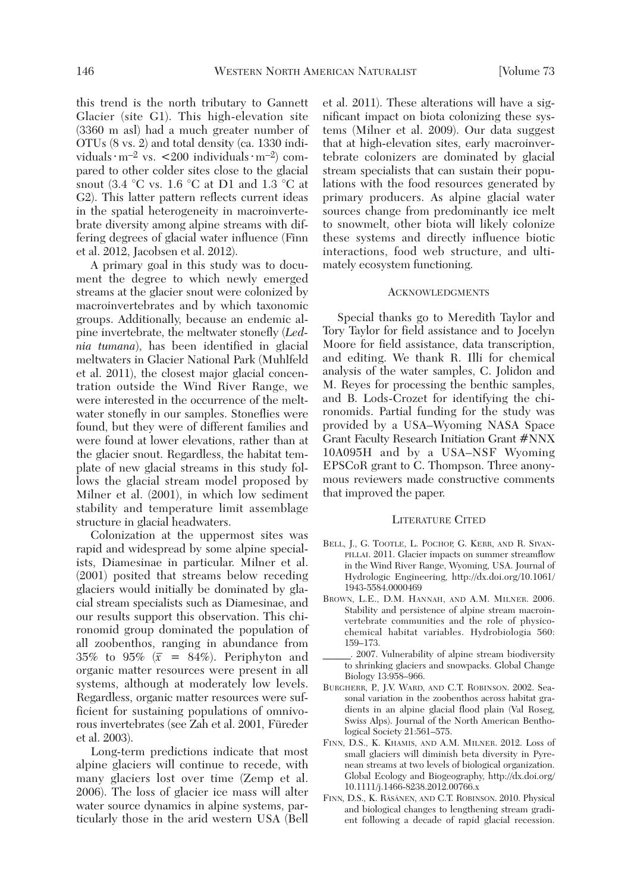this trend is the north tributary to Gannett Glacier (site G1). This high-elevation site (3360 m asl) had a much greater number of OTUs (8 vs. 2) and total density (ca. 1330 individuals $\cdot$ m$^{-2}$ vs. <200 individuals $\cdot$ m$^{-2}$) compared to other colder sites close to the glacial snout (3.4 °C vs. 1.6 °C at D1 and 1.3 °C at G2). This latter pattern reflects current ideas in the spatial heterogeneity in macroinvertebrate diversity among alpine streams with differing degrees of glacial water influence (Finn et al. 2012, Jacobsen et al. 2012).

A primary goal in this study was to document the degree to which newly emerged streams at the glacier snout were colonized by macroinvertebrates and by which taxonomic groups. Additionally, because an endemic alpine invertebrate, the meltwater stonefly (*Lednia tumana*), has been identified in glacial meltwaters in Glacier National Park (Muhlfeld et al. 2011), the closest major glacial concentration outside the Wind River Range, we were interested in the occurrence of the meltwater stonefly in our samples. Stoneflies were found, but they were of different families and were found at lower elevations, rather than at the glacier snout. Regardless, the habitat template of new glacial streams in this study follows the glacial stream model proposed by Milner et al. (2001), in which low sediment stability and temperature limit assemblage structure in glacial headwaters.

Colonization at the uppermost sites was rapid and widespread by some alpine specialists, Diamesinae in particular. Milner et al. (2001) posited that streams below receding glaciers would initially be dominated by glacial stream specialists such as Diamesinae, and our results support this observation. This chironomid group dominated the population of all zoobenthos, ranging in abundance from 35% to 95% ($\bar{x}$ = 84%). Periphyton and organic matter resources were present in all systems, although at moderately low levels. Regardless, organic matter resources were sufficient for sustaining populations of omnivorous invertebrates (see Zah et al. 2001, Füreder et al. 2003).

Long-term predictions indicate that most alpine glaciers will continue to recede, with many glaciers lost over time (Zemp et al. 2006). The loss of glacier ice mass will alter water source dynamics in alpine systems, particularly those in the arid western USA (Bell et al. 2011). These alterations will have a significant impact on biota colonizing these systems (Milner et al. 2009). Our data suggest that at high-elevation sites, early macroinvertebrate colonizers are dominated by glacial stream specialists that can sustain their populations with the food resources generated by primary producers. As alpine glacial water sources change from predominantly ice melt to snowmelt, other biota will likely colonize these systems and directly influence biotic interactions, food web structure, and ultimately ecosystem functioning.

## Acknowledgments

Special thanks go to Meredith Taylor and Tory Taylor for field assistance and to Jocelyn Moore for field assistance, data transcription, and editing. We thank R. Illi for chemical analysis of the water samples, C. Jolidon and M. Reyes for processing the benthic samples, and B. Lods-Crozet for identifying the chironomids. Partial funding for the study was provided by a USA–Wyoming NASA Space Grant Faculty Research Initiation Grant #NNX 10A095H and by a USA–NSF Wyoming EPSCoR grant to C. Thompson. Three anonymous reviewers made constructive comments that improved the paper.

## Literature Cited

Bell, J., G. Tootle, L. Pochop, G. Kerr, and R. Sivanpillai. 2011. Glacier impacts on summer streamflow in the Wind River Range, Wyoming, USA. Journal of Hydrologic Engineering, http://dx.doi.org/10.1061/1943-5584.0000469

Brown, L.E., D.M. Hannah, and A.M. Milner. 2006. Stability and persistence of alpine stream macroinvertebrate communities and the role of physicochemical habitat variables. Hydrobiologia 560: 159–173.

______. 2007. Vulnerability of alpine stream biodiversity to shrinking glaciers and snowpacks. Global Change Biology 13:958–966.

Burgherr, P., J.V. Ward, and C.T. Robinson. 2002. Seasonal variation in the zoobenthos across habitat gradients in an alpine glacial flood plain (Val Roseg, Swiss Alps). Journal of the North American Benthological Society 21:561–575.

Finn, D.S., K. Khamis, and A.M. Milner. 2012. Loss of small glaciers will diminish beta diversity in Pyrenean streams at two levels of biological organization. Global Ecology and Biogeography, http://dx.doi.org/10.1111/j.1466-8238.2012.00766.x

Finn, D.S., K. Räsänen, and C.T. Robinson. 2010. Physical and biological changes to lengthening stream gradient following a decade of rapid glacial recession.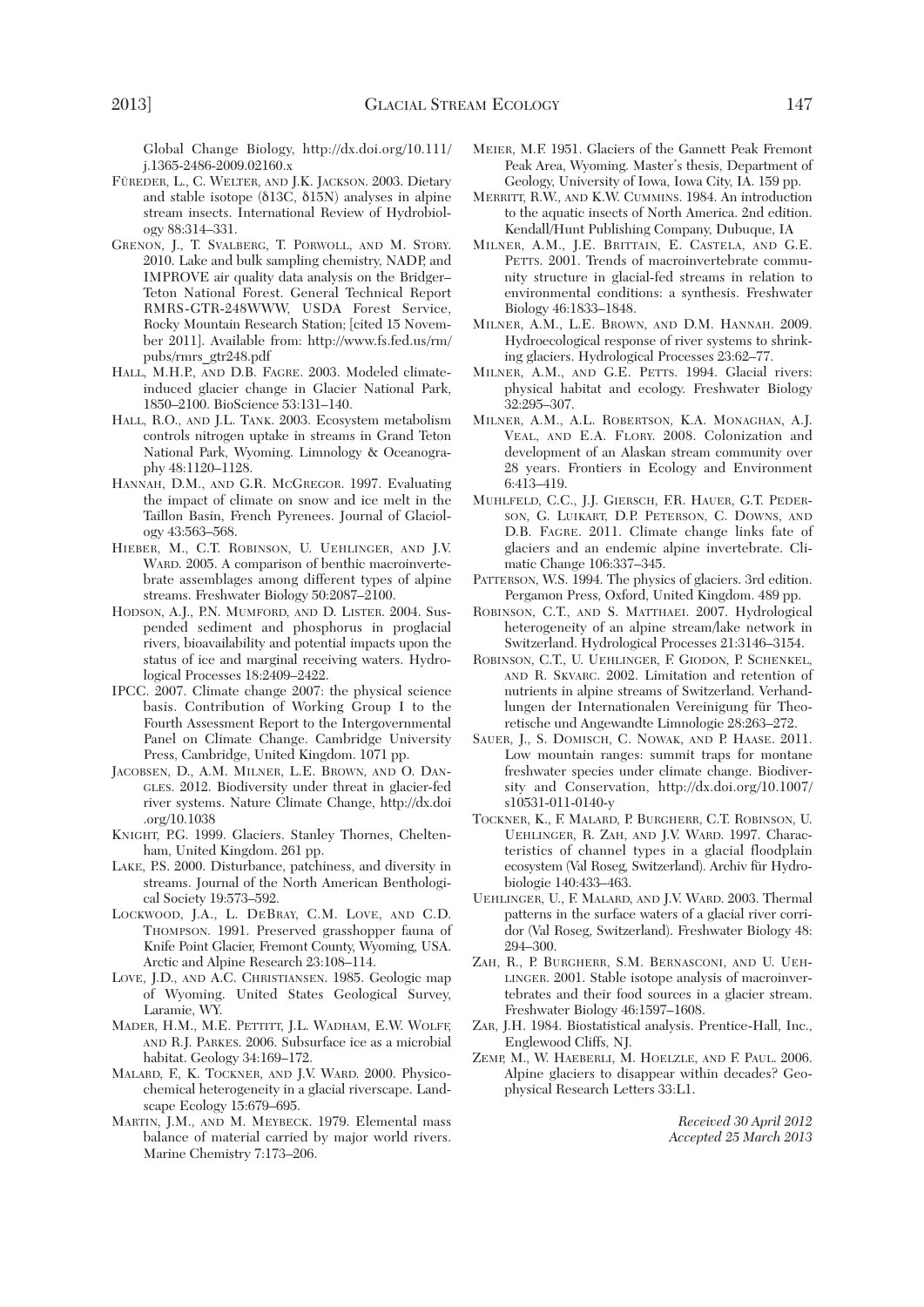Global Change Biology, http://dx.doi.org/10.111/j.1365-2486-2009.02160.x

FÜREDER, L., C. WELTER, AND J.K. JACKSON. 2003. Dietary and stable isotope (δ13C, δ15N) analyses in alpine stream insects. International Review of Hydrobiology 88:314–331.

GRENON, J., T. SVALBERG, T. PORWOLL, AND M. STORY. 2010. Lake and bulk sampling chemistry, NADP, and IMPROVE air quality data analysis on the Bridger–Teton National Forest. General Technical Report RMRS-GTR-248WWW, USDA Forest Service, Rocky Mountain Research Station; [cited 15 November 2011]. Available from: http://www.fs.fed.us/rm/pubs/rmrs_gtr248.pdf

HALL, M.H.P., AND D.B. FAGRE. 2003. Modeled climate-induced glacier change in Glacier National Park, 1850–2100. BioScience 53:131–140.

HALL, R.O., AND J.L. TANK. 2003. Ecosystem metabolism controls nitrogen uptake in streams in Grand Teton National Park, Wyoming. Limnology & Oceanography 48:1120–1128.

HANNAH, D.M., AND G.R. MCGREGOR. 1997. Evaluating the impact of climate on snow and ice melt in the Taillon Basin, French Pyrenees. Journal of Glaciology 43:563–568.

HIEBER, M., C.T. ROBINSON, U. UEHLINGER, AND J.V. WARD. 2005. A comparison of benthic macroinvertebrate assemblages among different types of alpine streams. Freshwater Biology 50:2087–2100.

HODSON, A.J., P.N. MUMFORD, AND D. LISTER. 2004. Suspended sediment and phosphorus in proglacial rivers, bioavailability and potential impacts upon the status of ice and marginal receiving waters. Hydrological Processes 18:2409–2422.

IPCC. 2007. Climate change 2007: the physical science basis. Contribution of Working Group I to the Fourth Assessment Report to the Intergovernmental Panel on Climate Change. Cambridge University Press, Cambridge, United Kingdom. 1071 pp.

JACOBSEN, D., A.M. MILNER, L.E. BROWN, AND O. DANGLES. 2012. Biodiversity under threat in glacier-fed river systems. Nature Climate Change, http://dx.doi.org/10.1038

KNIGHT, P.G. 1999. Glaciers. Stanley Thornes, Cheltenham, United Kingdom. 261 pp.

LAKE, P.S. 2000. Disturbance, patchiness, and diversity in streams. Journal of the North American Benthological Society 19:573–592.

LOCKWOOD, J.A., L. DEBRAY, C.M. LOVE, AND C.D. THOMPSON. 1991. Preserved grasshopper fauna of Knife Point Glacier, Fremont County, Wyoming, USA. Arctic and Alpine Research 23:108–114.

LOVE, J.D., AND A.C. CHRISTIANSEN. 1985. Geologic map of Wyoming. United States Geological Survey, Laramie, WY.

MADER, H.M., M.E. PETTITT, J.L. WADHAM, E.W. WOLFF, AND R.J. PARKES. 2006. Subsurface ice as a microbial habitat. Geology 34:169–172.

MALARD, F., K. TOCKNER, AND J.V. WARD. 2000. Physicochemical heterogeneity in a glacial riverscape. Landscape Ecology 15:679–695.

MARTIN, J.M., AND M. MEYBECK. 1979. Elemental mass balance of material carried by major world rivers. Marine Chemistry 7:173–206.

MEIER, M.F. 1951. Glaciers of the Gannett Peak Fremont Peak Area, Wyoming. Master's thesis, Department of Geology, University of Iowa, Iowa City, IA. 159 pp.

MERRITT, R.W., AND K.W. CUMMINS. 1984. An introduction to the aquatic insects of North America. 2nd edition. Kendall/Hunt Publishing Company, Dubuque, IA

MILNER, A.M., J.E. BRITTAIN, E. CASTELA, AND G.E. PETTS. 2001. Trends of macroinvertebrate community structure in glacial-fed streams in relation to environmental conditions: a synthesis. Freshwater Biology 46:1833–1848.

MILNER, A.M., L.E. BROWN, AND D.M. HANNAH. 2009. Hydroecological response of river systems to shrinking glaciers. Hydrological Processes 23:62–77.

MILNER, A.M., AND G.E. PETTS. 1994. Glacial rivers: physical habitat and ecology. Freshwater Biology 32:295–307.

MILNER, A.M., A.L. ROBERTSON, K.A. MONAGHAN, A.J. VEAL, AND E.A. FLORY. 2008. Colonization and development of an Alaskan stream community over 28 years. Frontiers in Ecology and Environment 6:413–419.

MUHLFELD, C.C., J.J. GIERSCH, F.R. HAUER, G.T. PEDERSON, G. LUIKART, D.P. PETERSON, C. DOWNS, AND D.B. FAGRE. 2011. Climate change links fate of glaciers and an endemic alpine invertebrate. Climatic Change 106:337–345.

PATTERSON, W.S. 1994. The physics of glaciers. 3rd edition. Pergamon Press, Oxford, United Kingdom. 489 pp.

ROBINSON, C.T., AND S. MATTHAEI. 2007. Hydrological heterogeneity of an alpine stream/lake network in Switzerland. Hydrological Processes 21:3146–3154.

ROBINSON, C.T., U. UEHLINGER, F. GIODON, P. SCHENKEL, AND R. SKVARC. 2002. Limitation and retention of nutrients in alpine streams of Switzerland. Verhandlungen der Internationalen Vereinigung für Theoretische und Angewandte Limnologie 28:263–272.

SAUER, J., S. DOMISCH, C. NOWAK, AND P. HAASE. 2011. Low mountain ranges: summit traps for montane freshwater species under climate change. Biodiversity and Conservation, http://dx.doi.org/10.1007/s10531-011-0140-y

TOCKNER, K., F. MALARD, P. BURGHERR, C.T. ROBINSON, U. UEHLINGER, R. ZAH, AND J.V. WARD. 1997. Characteristics of channel types in a glacial floodplain ecosystem (Val Roseg, Switzerland). Archiv für Hydrobiologie 140:433–463.

UEHLINGER, U., F. MALARD, AND J.V. WARD. 2003. Thermal patterns in the surface waters of a glacial river corridor (Val Roseg, Switzerland). Freshwater Biology 48: 294–300.

ZAH, R., P. BURGHERR, S.M. BERNASCONI, AND U. UEHLINGER. 2001. Stable isotope analysis of macroinvertebrates and their food sources in a glacier stream. Freshwater Biology 46:1597–1608.

ZAR, J.H. 1984. Biostatistical analysis. Prentice-Hall, Inc., Englewood Cliffs, NJ.

ZEMP, M., W. HAEBERLI, M. HOELZLE, AND F. PAUL. 2006. Alpine glaciers to disappear within decades? Geophysical Research Letters 33:L1.

*Received 30 April 2012*
*Accepted 25 March 2013*